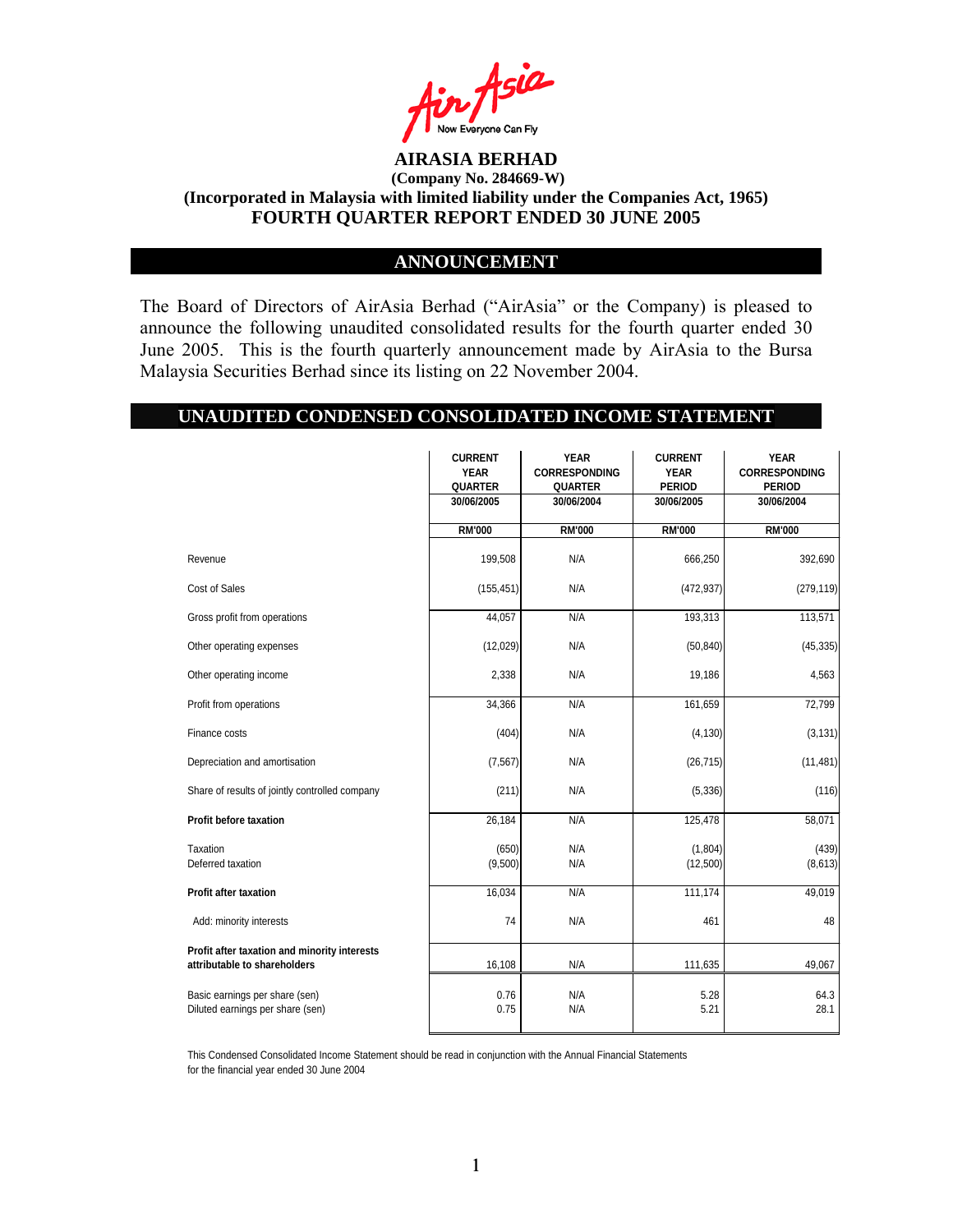AirAsia
Now Everyone Can Fly

# AIRASIA BERHAD

**(Company No. 284669-W)**

**(Incorporated in Malaysia with limited liability under the Companies Act, 1965)**

**FOURTH QUARTER REPORT ENDED 30 JUNE 2005**

## ANNOUNCEMENT

The Board of Directors of AirAsia Berhad ("AirAsia" or the Company) is pleased to announce the following unaudited consolidated results for the fourth quarter ended 30 June 2005. This is the fourth quarterly announcement made by AirAsia to the Bursa Malaysia Securities Berhad since its listing on 22 November 2004.

## UNAUDITED CONDENSED CONSOLIDATED INCOME STATEMENT

| | CURRENT YEAR QUARTER 30/06/2005 | YEAR CORRESPONDING QUARTER 30/06/2004 | CURRENT YEAR PERIOD 30/06/2005 | YEAR CORRESPONDING PERIOD 30/06/2004 |
|---|---|---|---|---|
| | RM'000 | RM'000 | RM'000 | RM'000 |
| Revenue | 199,508 | N/A | 666,250 | 392,690 |
| Cost of Sales | (155,451) | N/A | (472,937) | (279,119) |
| Gross profit from operations | 44,057 | N/A | 193,313 | 113,571 |
| Other operating expenses | (12,029) | N/A | (50,840) | (45,335) |
| Other operating income | 2,338 | N/A | 19,186 | 4,563 |
| Profit from operations | 34,366 | N/A | 161,659 | 72,799 |
| Finance costs | (404) | N/A | (4,130) | (3,131) |
| Depreciation and amortisation | (7,567) | N/A | (26,715) | (11,481) |
| Share of results of jointly controlled company | (211) | N/A | (5,336) | (116) |
| **Profit before taxation** | 26,184 | N/A | 125,478 | 58,071 |
| Taxation | (650) | N/A | (1,804) | (439) |
| Deferred taxation | (9,500) | N/A | (12,500) | (8,613) |
| **Profit after taxation** | 16,034 | N/A | 111,174 | 49,019 |
| Add: minority interests | 74 | N/A | 461 | 48 |
| **Profit after taxation and minority interests attributable to shareholders** | 16,108 | N/A | 111,635 | 49,067 |
| Basic earnings per share (sen) | 0.76 | N/A | 5.28 | 64.3 |
| Diluted earnings per share (sen) | 0.75 | N/A | 5.21 | 28.1 |

This Condensed Consolidated Income Statement should be read in conjunction with the Annual Financial Statements for the financial year ended 30 June 2004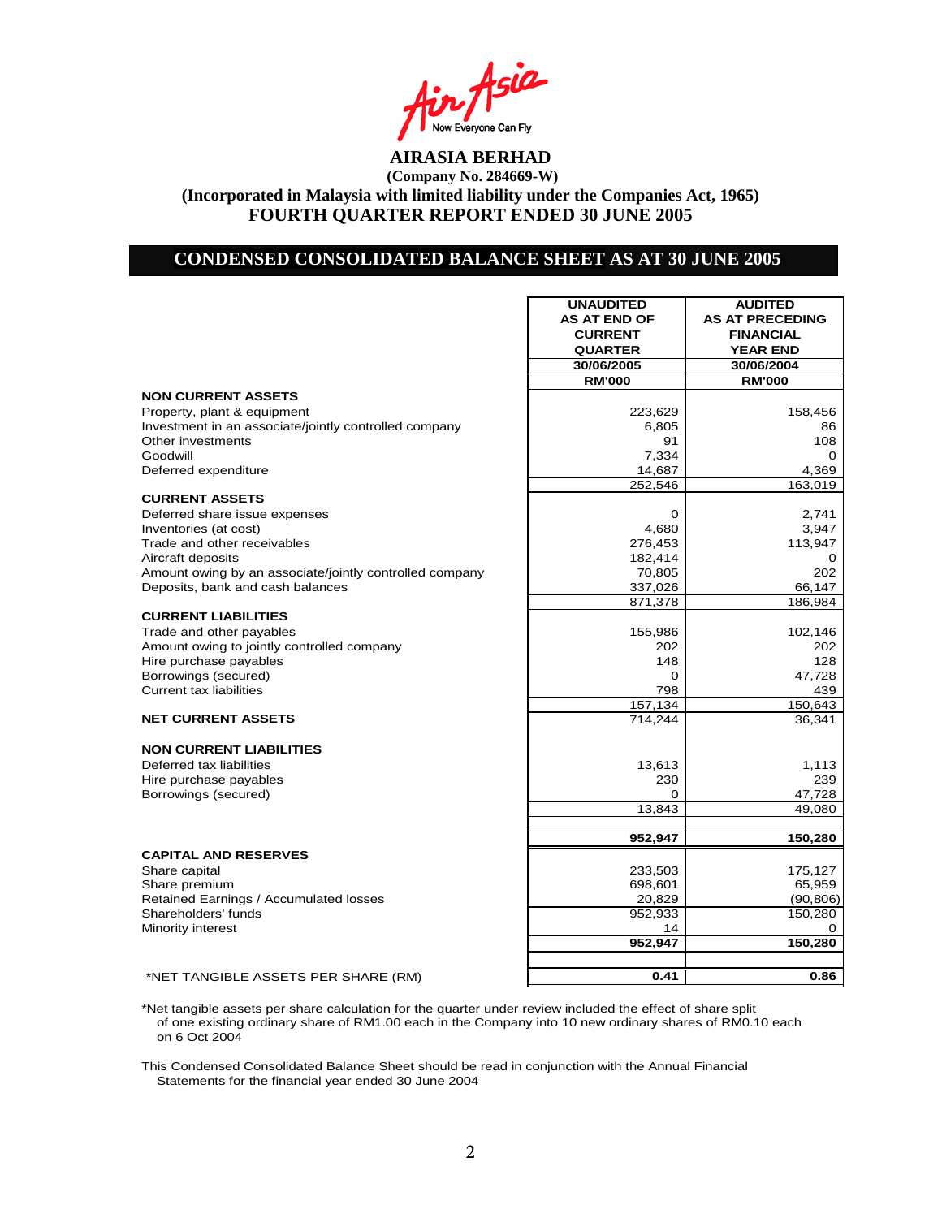# AIRASIA BERHAD

**(Company No. 284669-W)**

**(Incorporated in Malaysia with limited liability under the Companies Act, 1965)**

**FOURTH QUARTER REPORT ENDED 30 JUNE 2005**

## CONDENSED CONSOLIDATED BALANCE SHEET AS AT 30 JUNE 2005

| | UNAUDITED AS AT END OF CURRENT QUARTER | AUDITED AS AT PRECEDING FINANCIAL YEAR END |
|---|---|---|
| | 30/06/2005 | 30/06/2004 |
| | RM'000 | RM'000 |
| **NON CURRENT ASSETS** | | |
| Property, plant & equipment | 223,629 | 158,456 |
| Investment in an associate/jointly controlled company | 6,805 | 86 |
| Other investments | 91 | 108 |
| Goodwill | 7,334 | 0 |
| Deferred expenditure | 14,687 | 4,369 |
| | 252,546 | 163,019 |
| **CURRENT ASSETS** | | |
| Deferred share issue expenses | 0 | 2,741 |
| Inventories (at cost) | 4,680 | 3,947 |
| Trade and other receivables | 276,453 | 113,947 |
| Aircraft deposits | 182,414 | 0 |
| Amount owing by an associate/jointly controlled company | 70,805 | 202 |
| Deposits, bank and cash balances | 337,026 | 66,147 |
| | 871,378 | 186,984 |
| **CURRENT LIABILITIES** | | |
| Trade and other payables | 155,986 | 102,146 |
| Amount owing to jointly controlled company | 202 | 202 |
| Hire purchase payables | 148 | 128 |
| Borrowings (secured) | 0 | 47,728 |
| Current tax liabilities | 798 | 439 |
| | 157,134 | 150,643 |
| **NET CURRENT ASSETS** | 714,244 | 36,341 |
| **NON CURRENT LIABILITIES** | | |
| Deferred tax liabilities | 13,613 | 1,113 |
| Hire purchase payables | 230 | 239 |
| Borrowings (secured) | 0 | 47,728 |
| | 13,843 | 49,080 |
| | **952,947** | **150,280** |
| **CAPITAL AND RESERVES** | | |
| Share capital | 233,503 | 175,127 |
| Share premium | 698,601 | 65,959 |
| Retained Earnings / Accumulated losses | 20,829 | (90,806) |
| Shareholders' funds | 952,933 | 150,280 |
| Minority interest | 14 | 0 |
| | **952,947** | **150,280** |
| *NET TANGIBLE ASSETS PER SHARE (RM) | **0.41** | **0.86** |

*Net tangible assets per share calculation for the quarter under review included the effect of share split of one existing ordinary share of RM1.00 each in the Company into 10 new ordinary shares of RM0.10 each on 6 Oct 2004

This Condensed Consolidated Balance Sheet should be read in conjunction with the Annual Financial Statements for the financial year ended 30 June 2004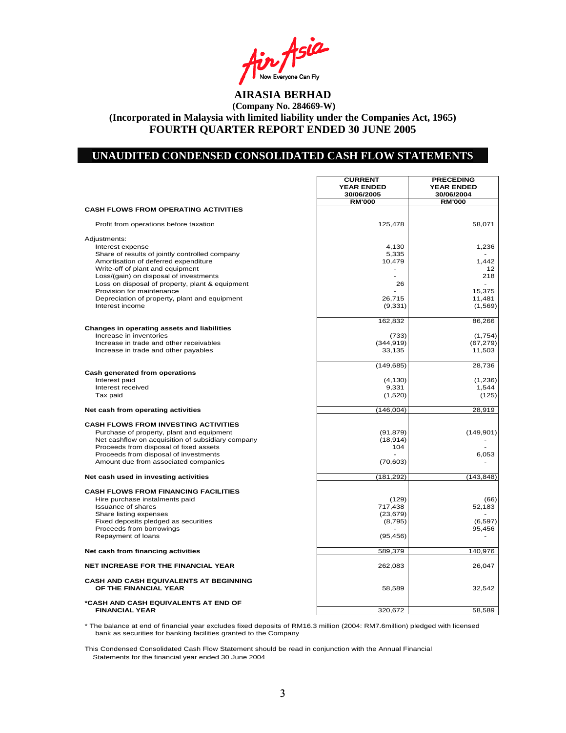# AIRASIA BERHAD

**(Company No. 284669-W)**

**(Incorporated in Malaysia with limited liability under the Companies Act, 1965)**

**FOURTH QUARTER REPORT ENDED 30 JUNE 2005**

## UNAUDITED CONDENSED CONSOLIDATED CASH FLOW STATEMENTS

| | CURRENT YEAR ENDED 30/06/2005 RM'000 | PRECEDING YEAR ENDED 30/06/2004 RM'000 |
|---|---|---|
| **CASH FLOWS FROM OPERATING ACTIVITIES** | | |
| Profit from operations before taxation | 125,478 | 58,071 |
| Adjustments: | | |
| Interest expense | 4,130 | 1,236 |
| Share of results of jointly controlled company | 5,335 | - |
| Amortisation of deferred expenditure | 10,479 | 1,442 |
| Write-off of plant and equipment | - | 12 |
| Loss/(gain) on disposal of investments | - | 218 |
| Loss on disposal of property, plant & equipment | 26 | - |
| Provision for maintenance | - | 15,375 |
| Depreciation of property, plant and equipment | 26,715 | 11,481 |
| Interest income | (9,331) | (1,569) |
| | 162,832 | 86,266 |
| **Changes in operating assets and liabilities** | | |
| Increase in inventories | (733) | (1,754) |
| Increase in trade and other receivables | (344,919) | (67,279) |
| Increase in trade and other payables | 33,135 | 11,503 |
| | (149,685) | 28,736 |
| **Cash generated from operations** | | |
| Interest paid | (4,130) | (1,236) |
| Interest received | 9,331 | 1,544 |
| Tax paid | (1,520) | (125) |
| **Net cash from operating activities** | (146,004) | 28,919 |
| **CASH FLOWS FROM INVESTING ACTIVITIES** | | |
| Purchase of property, plant and equipment | (91,879) | (149,901) |
| Net cashflow on acquisition of subsidiary company | (18,914) | - |
| Proceeds from disposal of fixed assets | 104 | - |
| Proceeds from disposal of investments | - | 6,053 |
| Amount due from associated companies | (70,603) | - |
| **Net cash used in investing activities** | (181,292) | (143,848) |
| **CASH FLOWS FROM FINANCING FACILITIES** | | |
| Hire purchase instalments paid | (129) | (66) |
| Issuance of shares | 717,438 | 52,183 |
| Share listing expenses | (23,679) | - |
| Fixed deposits pledged as securities | (8,795) | (6,597) |
| Proceeds from borrowings | - | 95,456 |
| Repayment of loans | (95,456) | - |
| **Net cash from financing activities** | 589,379 | 140,976 |
| **NET INCREASE FOR THE FINANCIAL YEAR** | 262,083 | 26,047 |
| **CASH AND CASH EQUIVALENTS AT BEGINNING OF THE FINANCIAL YEAR** | 58,589 | 32,542 |
| ***CASH AND CASH EQUIVALENTS AT END OF FINANCIAL YEAR** | 320,672 | 58,589 |

* The balance at end of financial year excludes fixed deposits of RM16.3 million (2004: RM7.6million) pledged with licensed bank as securities for banking facilities granted to the Company

This Condensed Consolidated Cash Flow Statement should be read in conjunction with the Annual Financial Statements for the financial year ended 30 June 2004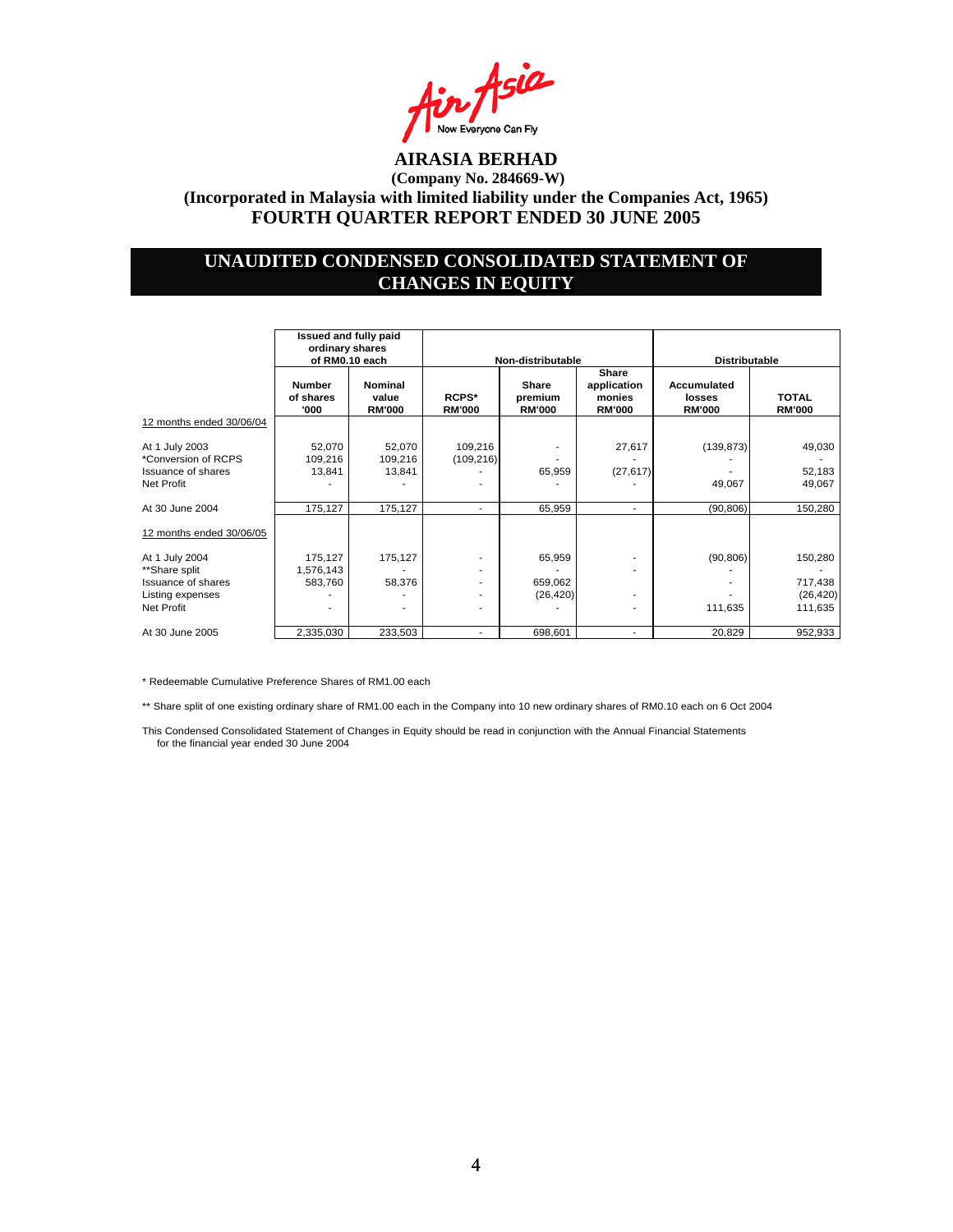Air Asia — Now Everyone Can Fly

# AIRASIA BERHAD

**(Company No. 284669-W)**

**(Incorporated in Malaysia with limited liability under the Companies Act, 1965)**

**FOURTH QUARTER REPORT ENDED 30 JUNE 2005**

## UNAUDITED CONDENSED CONSOLIDATED STATEMENT OF CHANGES IN EQUITY

| | Issued and fully paid ordinary shares of RM0.10 each | | Non-distributable | | | Distributable | |
|---|---|---|---|---|---|---|---|
| | **Number of shares '000** | **Nominal value RM'000** | **RCPS\* RM'000** | **Share premium RM'000** | **Share application monies RM'000** | **Accumulated losses RM'000** | **TOTAL RM'000** |
| 12 months ended 30/06/04 | | | | | | | |
| At 1 July 2003 | 52,070 | 52,070 | 109,216 | - | 27,617 | (139,873) | 49,030 |
| \*Conversion of RCPS | 109,216 | 109,216 | (109,216) | - | - | - | - |
| Issuance of shares | 13,841 | 13,841 | - | 65,959 | (27,617) | - | 52,183 |
| Net Profit | - | - | - | - | - | 49,067 | 49,067 |
| At 30 June 2004 | 175,127 | 175,127 | - | 65,959 | - | (90,806) | 150,280 |
| 12 months ended 30/06/05 | | | | | | | |
| At 1 July 2004 | 175,127 | 175,127 | - | 65,959 | - | (90,806) | 150,280 |
| \*\*Share split | 1,576,143 | - | - | - | - | - | - |
| Issuance of shares | 583,760 | 58,376 | - | 659,062 | - | - | 717,438 |
| Listing expenses | - | - | - | (26,420) | - | - | (26,420) |
| Net Profit | - | - | - | - | - | 111,635 | 111,635 |
| At 30 June 2005 | 2,335,030 | 233,503 | - | 698,601 | - | 20,829 | 952,933 |

\* Redeemable Cumulative Preference Shares of RM1.00 each

\*\* Share split of one existing ordinary share of RM1.00 each in the Company into 10 new ordinary shares of RM0.10 each on 6 Oct 2004

This Condensed Consolidated Statement of Changes in Equity should be read in conjunction with the Annual Financial Statements for the financial year ended 30 June 2004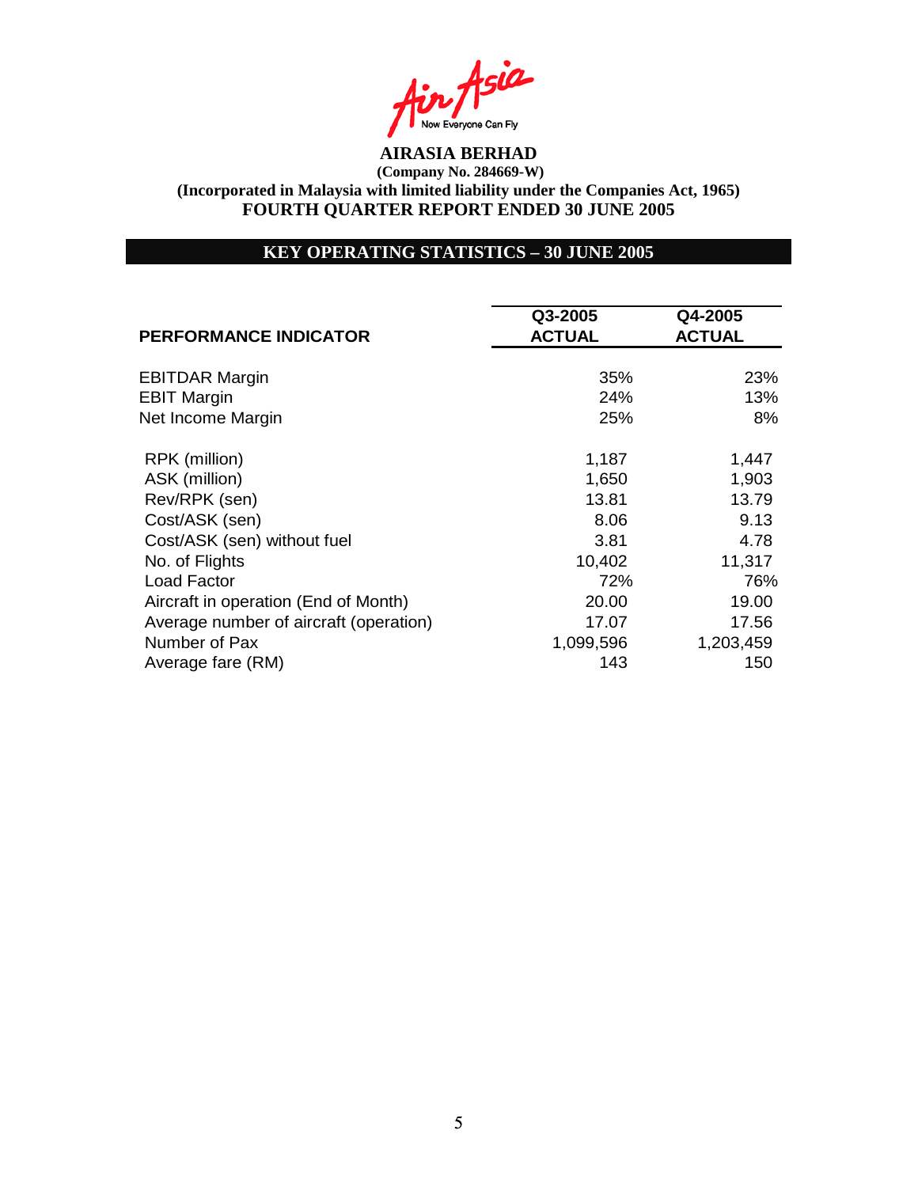**AIRASIA BERHAD**
**(Company No. 284669-W)**
**(Incorporated in Malaysia with limited liability under the Companies Act, 1965)**
**FOURTH QUARTER REPORT ENDED 30 JUNE 2005**

## KEY OPERATING STATISTICS – 30 JUNE 2005

| PERFORMANCE INDICATOR | Q3-2005 ACTUAL | Q4-2005 ACTUAL |
|---|---|---|
| EBITDAR Margin | 35% | 23% |
| EBIT Margin | 24% | 13% |
| Net Income Margin | 25% | 8% |
| RPK (million) | 1,187 | 1,447 |
| ASK (million) | 1,650 | 1,903 |
| Rev/RPK (sen) | 13.81 | 13.79 |
| Cost/ASK (sen) | 8.06 | 9.13 |
| Cost/ASK (sen) without fuel | 3.81 | 4.78 |
| No. of Flights | 10,402 | 11,317 |
| Load Factor | 72% | 76% |
| Aircraft in operation (End of Month) | 20.00 | 19.00 |
| Average number of aircraft (operation) | 17.07 | 17.56 |
| Number of Pax | 1,099,596 | 1,203,459 |
| Average fare (RM) | 143 | 150 |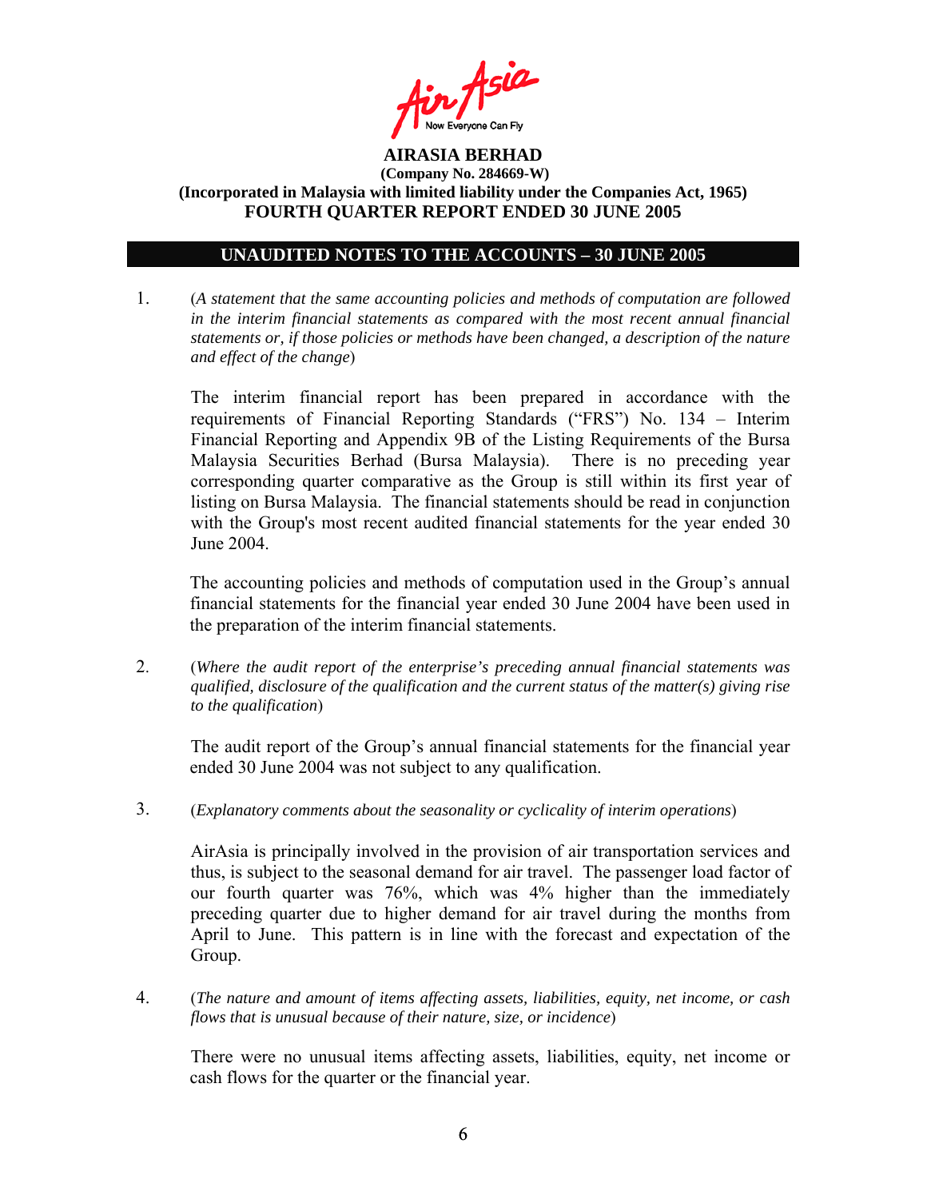**AIRASIA BERHAD**
**(Company No. 284669-W)**
**(Incorporated in Malaysia with limited liability under the Companies Act, 1965)**
**FOURTH QUARTER REPORT ENDED 30 JUNE 2005**

## UNAUDITED NOTES TO THE ACCOUNTS – 30 JUNE 2005

1. (*A statement that the same accounting policies and methods of computation are followed in the interim financial statements as compared with the most recent annual financial statements or, if those policies or methods have been changed, a description of the nature and effect of the change*)

   The interim financial report has been prepared in accordance with the requirements of Financial Reporting Standards ("FRS") No. 134 – Interim Financial Reporting and Appendix 9B of the Listing Requirements of the Bursa Malaysia Securities Berhad (Bursa Malaysia). There is no preceding year corresponding quarter comparative as the Group is still within its first year of listing on Bursa Malaysia. The financial statements should be read in conjunction with the Group's most recent audited financial statements for the year ended 30 June 2004.

   The accounting policies and methods of computation used in the Group's annual financial statements for the financial year ended 30 June 2004 have been used in the preparation of the interim financial statements.

2. (*Where the audit report of the enterprise's preceding annual financial statements was qualified, disclosure of the qualification and the current status of the matter(s) giving rise to the qualification*)

   The audit report of the Group's annual financial statements for the financial year ended 30 June 2004 was not subject to any qualification.

3. (*Explanatory comments about the seasonality or cyclicality of interim operations*)

   AirAsia is principally involved in the provision of air transportation services and thus, is subject to the seasonal demand for air travel. The passenger load factor of our fourth quarter was 76%, which was 4% higher than the immediately preceding quarter due to higher demand for air travel during the months from April to June. This pattern is in line with the forecast and expectation of the Group.

4. (*The nature and amount of items affecting assets, liabilities, equity, net income, or cash flows that is unusual because of their nature, size, or incidence*)

   There were no unusual items affecting assets, liabilities, equity, net income or cash flows for the quarter or the financial year.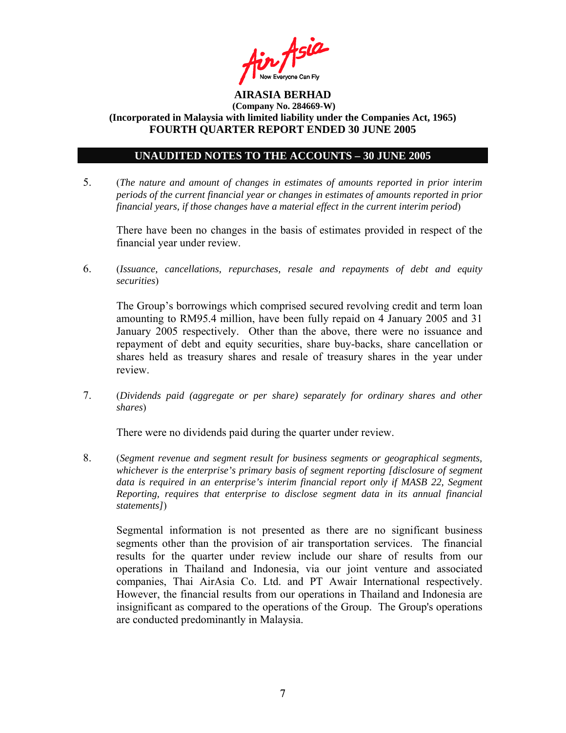**AIRASIA BERHAD**
**(Company No. 284669-W)**
**(Incorporated in Malaysia with limited liability under the Companies Act, 1965)**
**FOURTH QUARTER REPORT ENDED 30 JUNE 2005**

## UNAUDITED NOTES TO THE ACCOUNTS – 30 JUNE 2005

5. (*The nature and amount of changes in estimates of amounts reported in prior interim periods of the current financial year or changes in estimates of amounts reported in prior financial years, if those changes have a material effect in the current interim period*)

   There have been no changes in the basis of estimates provided in respect of the financial year under review.

6. (*Issuance, cancellations, repurchases, resale and repayments of debt and equity securities*)

   The Group's borrowings which comprised secured revolving credit and term loan amounting to RM95.4 million, have been fully repaid on 4 January 2005 and 31 January 2005 respectively. Other than the above, there were no issuance and repayment of debt and equity securities, share buy-backs, share cancellation or shares held as treasury shares and resale of treasury shares in the year under review.

7. (*Dividends paid (aggregate or per share) separately for ordinary shares and other shares*)

   There were no dividends paid during the quarter under review.

8. (*Segment revenue and segment result for business segments or geographical segments, whichever is the enterprise's primary basis of segment reporting [disclosure of segment data is required in an enterprise's interim financial report only if MASB 22, Segment Reporting, requires that enterprise to disclose segment data in its annual financial statements]*)

   Segmental information is not presented as there are no significant business segments other than the provision of air transportation services. The financial results for the quarter under review include our share of results from our operations in Thailand and Indonesia, via our joint venture and associated companies, Thai AirAsia Co. Ltd. and PT Awair International respectively. However, the financial results from our operations in Thailand and Indonesia are insignificant as compared to the operations of the Group. The Group's operations are conducted predominantly in Malaysia.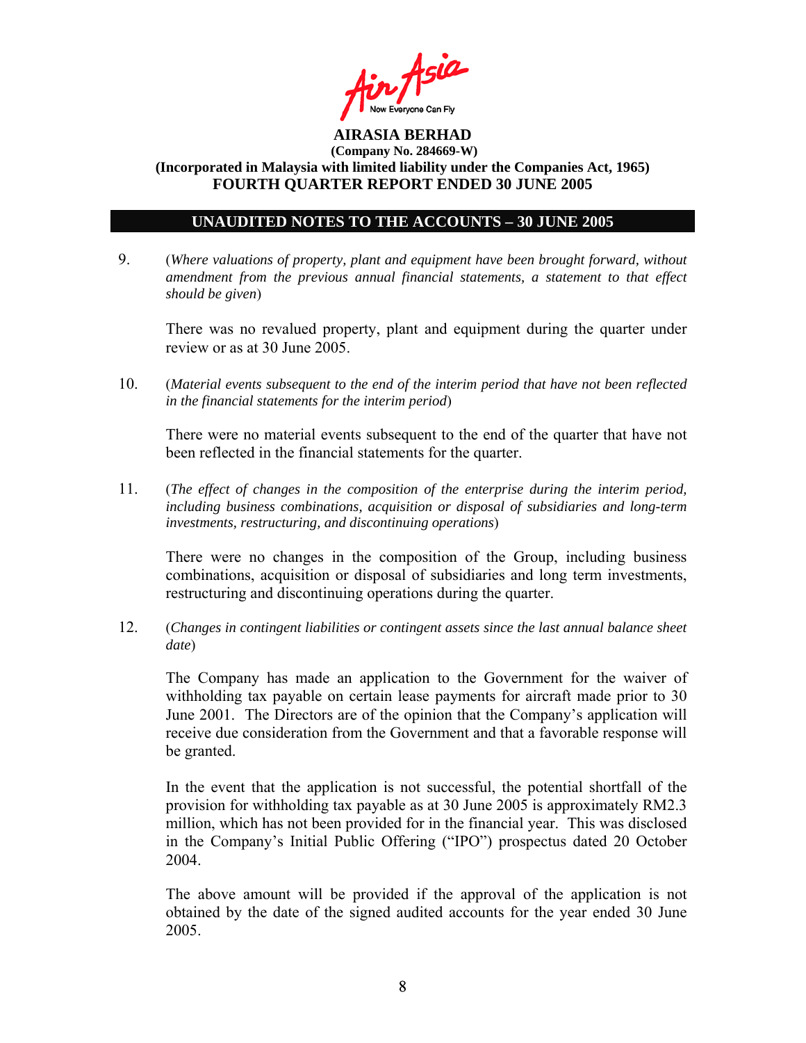**AIRASIA BERHAD**
**(Company No. 284669-W)**
**(Incorporated in Malaysia with limited liability under the Companies Act, 1965)**
**FOURTH QUARTER REPORT ENDED 30 JUNE 2005**

## UNAUDITED NOTES TO THE ACCOUNTS – 30 JUNE 2005

9. (*Where valuations of property, plant and equipment have been brought forward, without amendment from the previous annual financial statements, a statement to that effect should be given*)

   There was no revalued property, plant and equipment during the quarter under review or as at 30 June 2005.

10. (*Material events subsequent to the end of the interim period that have not been reflected in the financial statements for the interim period*)

    There were no material events subsequent to the end of the quarter that have not been reflected in the financial statements for the quarter.

11. (*The effect of changes in the composition of the enterprise during the interim period, including business combinations, acquisition or disposal of subsidiaries and long-term investments, restructuring, and discontinuing operations*)

    There were no changes in the composition of the Group, including business combinations, acquisition or disposal of subsidiaries and long term investments, restructuring and discontinuing operations during the quarter.

12. (*Changes in contingent liabilities or contingent assets since the last annual balance sheet date*)

    The Company has made an application to the Government for the waiver of withholding tax payable on certain lease payments for aircraft made prior to 30 June 2001. The Directors are of the opinion that the Company's application will receive due consideration from the Government and that a favorable response will be granted.

    In the event that the application is not successful, the potential shortfall of the provision for withholding tax payable as at 30 June 2005 is approximately RM2.3 million, which has not been provided for in the financial year. This was disclosed in the Company's Initial Public Offering ("IPO") prospectus dated 20 October 2004.

    The above amount will be provided if the approval of the application is not obtained by the date of the signed audited accounts for the year ended 30 June 2005.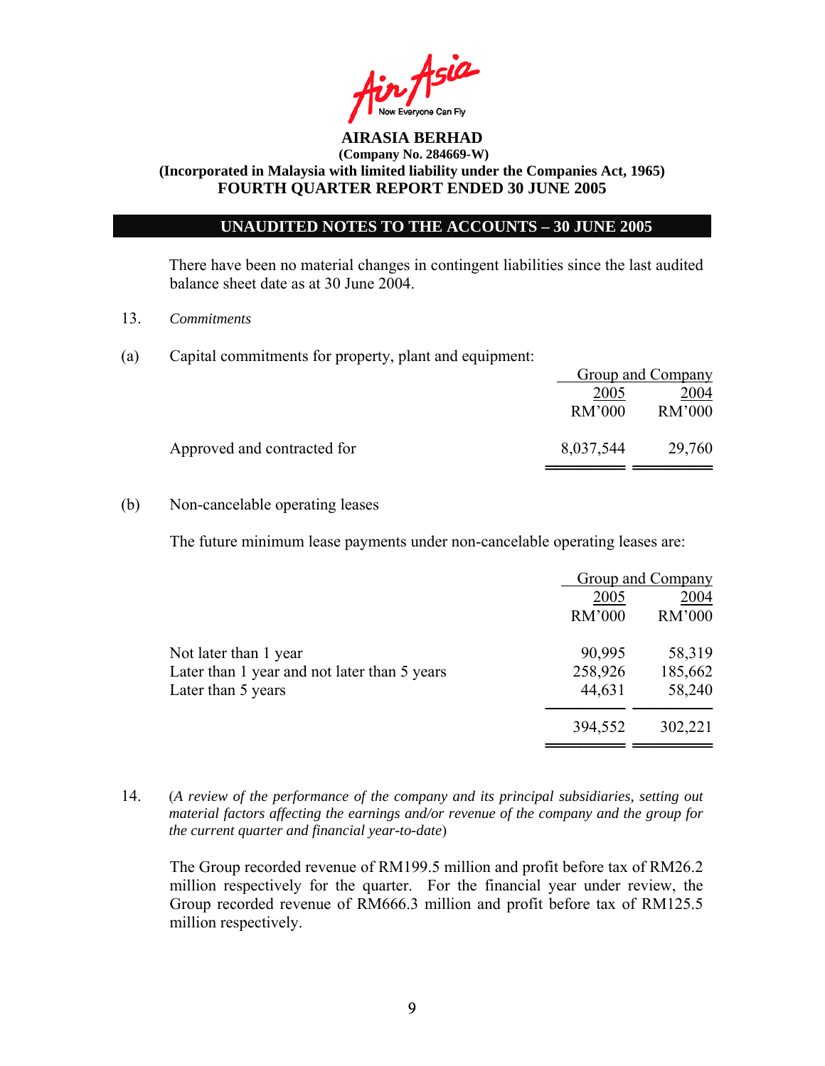There have been no material changes in contingent liabilities since the last audited balance sheet date as at 30 June 2004.

13. *Commitments*

(a) Capital commitments for property, plant and equipment:

| | Group and Company | |
|---|---|---|
| | 2005 | 2004 |
| | RM'000 | RM'000 |
| Approved and contracted for | 8,037,544 | 29,760 |

(b) Non-cancelable operating leases

The future minimum lease payments under non-cancelable operating leases are:

| | Group and Company | |
|---|---|---|
| | 2005 | 2004 |
| | RM'000 | RM'000 |
| Not later than 1 year | 90,995 | 58,319 |
| Later than 1 year and not later than 5 years | 258,926 | 185,662 |
| Later than 5 years | 44,631 | 58,240 |
| | 394,552 | 302,221 |

14. (*A review of the performance of the company and its principal subsidiaries, setting out material factors affecting the earnings and/or revenue of the company and the group for the current quarter and financial year-to-date*)

The Group recorded revenue of RM199.5 million and profit before tax of RM26.2 million respectively for the quarter. For the financial year under review, the Group recorded revenue of RM666.3 million and profit before tax of RM125.5 million respectively.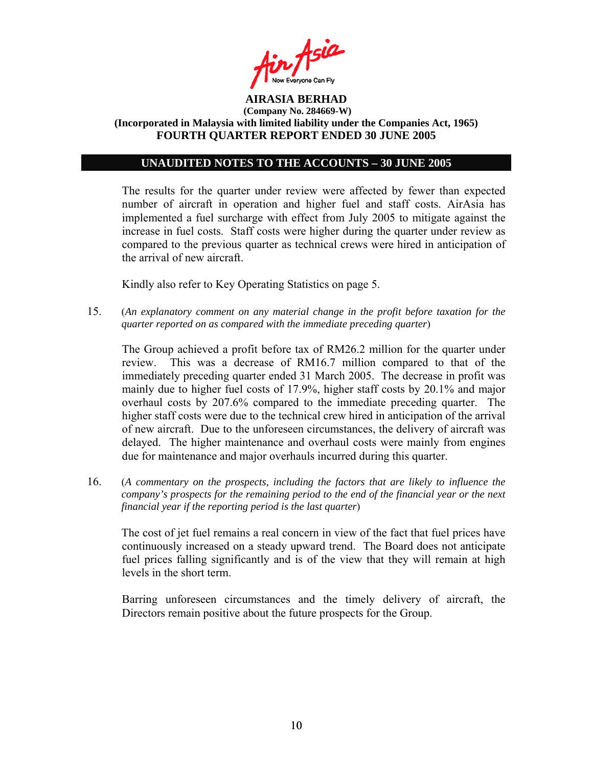**AIRASIA BERHAD**
**(Company No. 284669-W)**
**(Incorporated in Malaysia with limited liability under the Companies Act, 1965)**
**FOURTH QUARTER REPORT ENDED 30 JUNE 2005**

## UNAUDITED NOTES TO THE ACCOUNTS – 30 JUNE 2005

The results for the quarter under review were affected by fewer than expected number of aircraft in operation and higher fuel and staff costs. AirAsia has implemented a fuel surcharge with effect from July 2005 to mitigate against the increase in fuel costs. Staff costs were higher during the quarter under review as compared to the previous quarter as technical crews were hired in anticipation of the arrival of new aircraft.

Kindly also refer to Key Operating Statistics on page 5.

15. (*An explanatory comment on any material change in the profit before taxation for the quarter reported on as compared with the immediate preceding quarter*)

    The Group achieved a profit before tax of RM26.2 million for the quarter under review. This was a decrease of RM16.7 million compared to that of the immediately preceding quarter ended 31 March 2005. The decrease in profit was mainly due to higher fuel costs of 17.9%, higher staff costs by 20.1% and major overhaul costs by 207.6% compared to the immediate preceding quarter. The higher staff costs were due to the technical crew hired in anticipation of the arrival of new aircraft. Due to the unforeseen circumstances, the delivery of aircraft was delayed. The higher maintenance and overhaul costs were mainly from engines due for maintenance and major overhauls incurred during this quarter.

16. (*A commentary on the prospects, including the factors that are likely to influence the company's prospects for the remaining period to the end of the financial year or the next financial year if the reporting period is the last quarter*)

    The cost of jet fuel remains a real concern in view of the fact that fuel prices have continuously increased on a steady upward trend. The Board does not anticipate fuel prices falling significantly and is of the view that they will remain at high levels in the short term.

    Barring unforeseen circumstances and the timely delivery of aircraft, the Directors remain positive about the future prospects for the Group.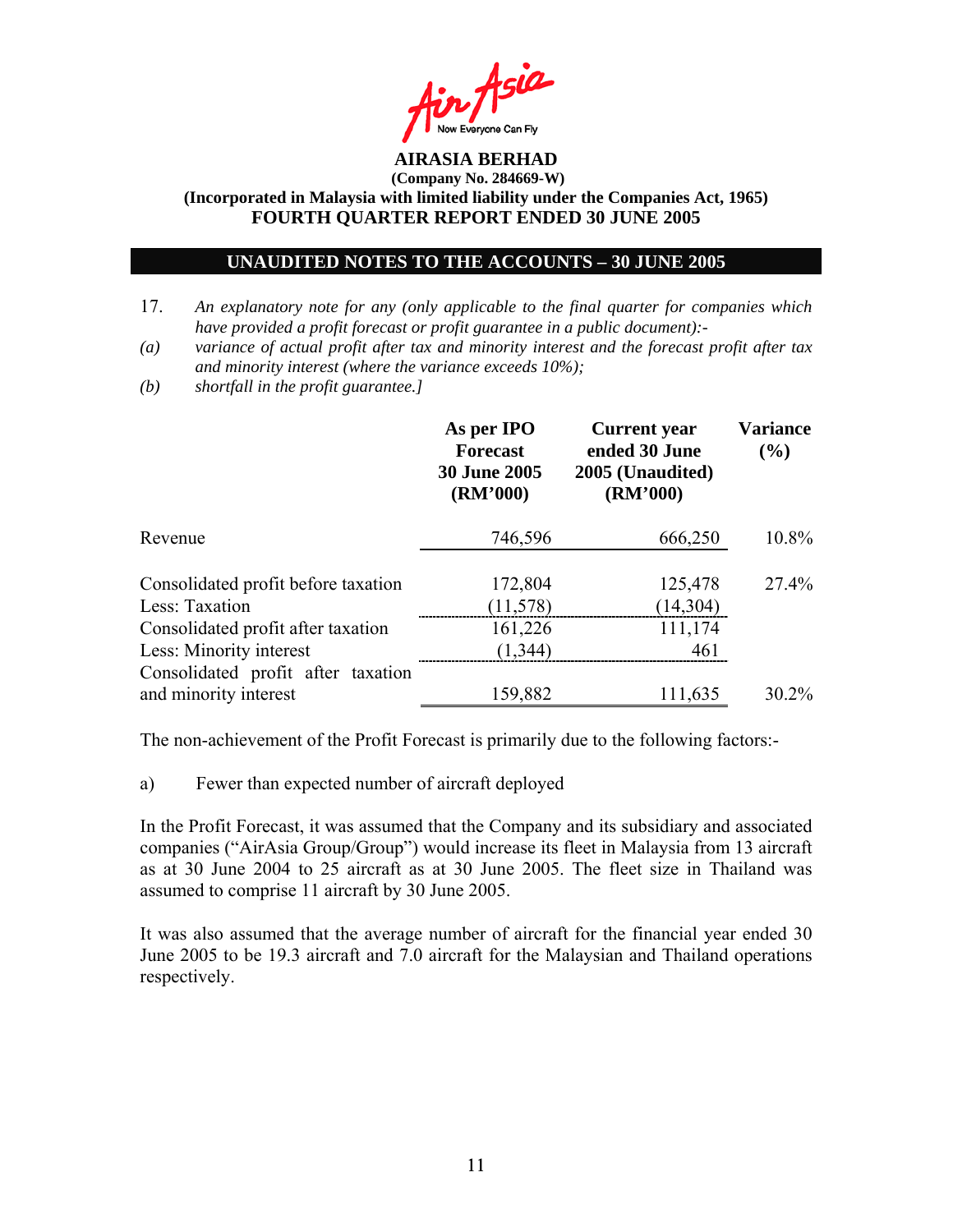**AIRASIA BERHAD**
**(Company No. 284669-W)**
**(Incorporated in Malaysia with limited liability under the Companies Act, 1965)**
**FOURTH QUARTER REPORT ENDED 30 JUNE 2005**

## UNAUDITED NOTES TO THE ACCOUNTS – 30 JUNE 2005

17. *An explanatory note for any (only applicable to the final quarter for companies which have provided a profit forecast or profit guarantee in a public document):-*

*(a) variance of actual profit after tax and minority interest and the forecast profit after tax and minority interest (where the variance exceeds 10%);*

*(b) shortfall in the profit guarantee.]*

| | As per IPO Forecast 30 June 2005 (RM'000) | Current year ended 30 June 2005 (Unaudited) (RM'000) | Variance (%) |
|---|---|---|---|
| Revenue | 746,596 | 666,250 | 10.8% |
| Consolidated profit before taxation | 172,804 | 125,478 | 27.4% |
| Less: Taxation | (11,578) | (14,304) | |
| Consolidated profit after taxation | 161,226 | 111,174 | |
| Less: Minority interest | (1,344) | 461 | |
| Consolidated profit after taxation and minority interest | 159,882 | 111,635 | 30.2% |

The non-achievement of the Profit Forecast is primarily due to the following factors:-

a) Fewer than expected number of aircraft deployed

In the Profit Forecast, it was assumed that the Company and its subsidiary and associated companies ("AirAsia Group/Group") would increase its fleet in Malaysia from 13 aircraft as at 30 June 2004 to 25 aircraft as at 30 June 2005. The fleet size in Thailand was assumed to comprise 11 aircraft by 30 June 2005.

It was also assumed that the average number of aircraft for the financial year ended 30 June 2005 to be 19.3 aircraft and 7.0 aircraft for the Malaysian and Thailand operations respectively.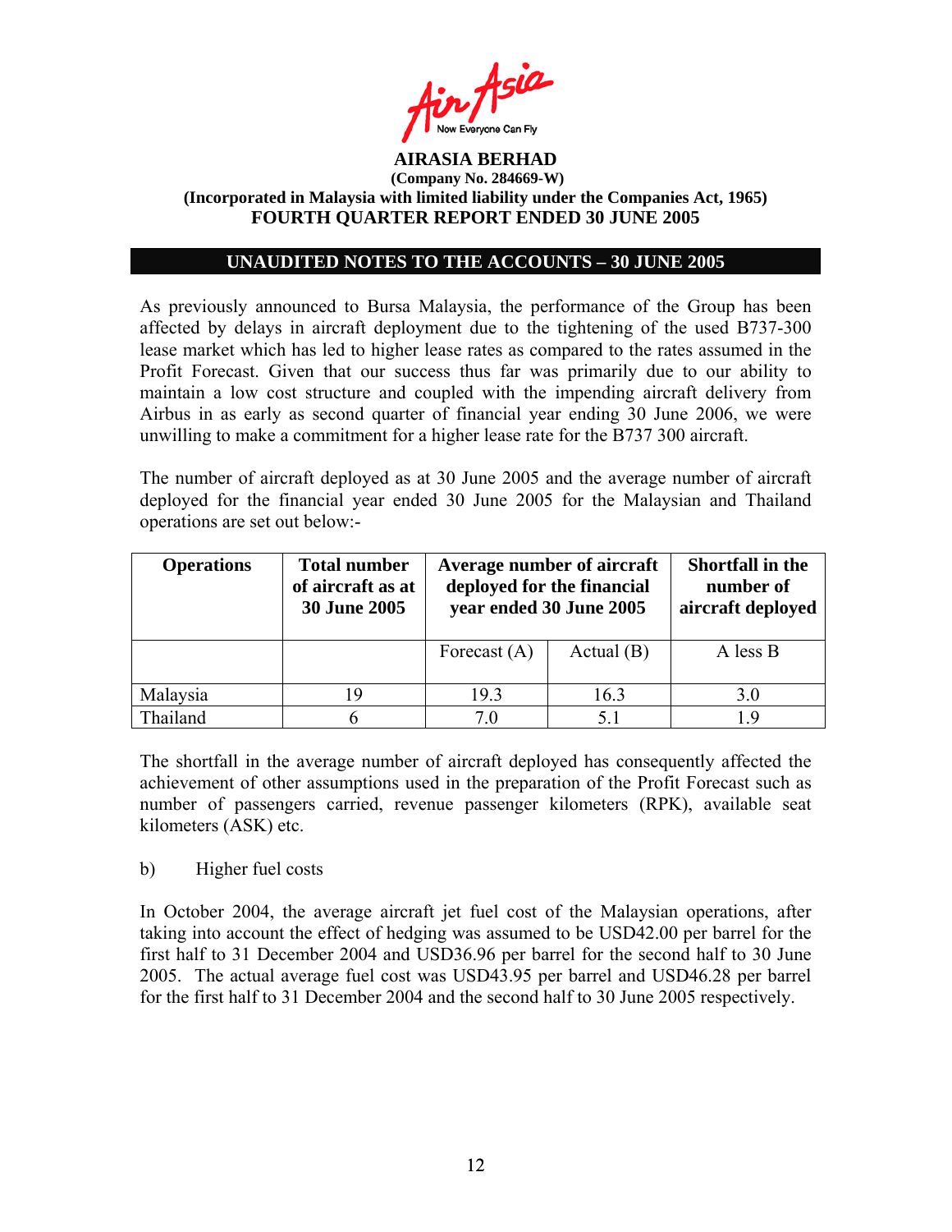**AIRASIA BERHAD**
**(Company No. 284669-W)**
**(Incorporated in Malaysia with limited liability under the Companies Act, 1965)**
**FOURTH QUARTER REPORT ENDED 30 JUNE 2005**

## UNAUDITED NOTES TO THE ACCOUNTS – 30 JUNE 2005

As previously announced to Bursa Malaysia, the performance of the Group has been affected by delays in aircraft deployment due to the tightening of the used B737-300 lease market which has led to higher lease rates as compared to the rates assumed in the Profit Forecast. Given that our success thus far was primarily due to our ability to maintain a low cost structure and coupled with the impending aircraft delivery from Airbus in as early as second quarter of financial year ending 30 June 2006, we were unwilling to make a commitment for a higher lease rate for the B737 300 aircraft.

The number of aircraft deployed as at 30 June 2005 and the average number of aircraft deployed for the financial year ended 30 June 2005 for the Malaysian and Thailand operations are set out below:-

| Operations | Total number of aircraft as at 30 June 2005 | Average number of aircraft deployed for the financial year ended 30 June 2005 | | Shortfall in the number of aircraft deployed |
|---|---|---|---|---|
| | | Forecast (A) | Actual (B) | A less B |
| Malaysia | 19 | 19.3 | 16.3 | 3.0 |
| Thailand | 6 | 7.0 | 5.1 | 1.9 |

The shortfall in the average number of aircraft deployed has consequently affected the achievement of other assumptions used in the preparation of the Profit Forecast such as number of passengers carried, revenue passenger kilometers (RPK), available seat kilometers (ASK) etc.

b) Higher fuel costs

In October 2004, the average aircraft jet fuel cost of the Malaysian operations, after taking into account the effect of hedging was assumed to be USD42.00 per barrel for the first half to 31 December 2004 and USD36.96 per barrel for the second half to 30 June 2005. The actual average fuel cost was USD43.95 per barrel and USD46.28 per barrel for the first half to 31 December 2004 and the second half to 30 June 2005 respectively.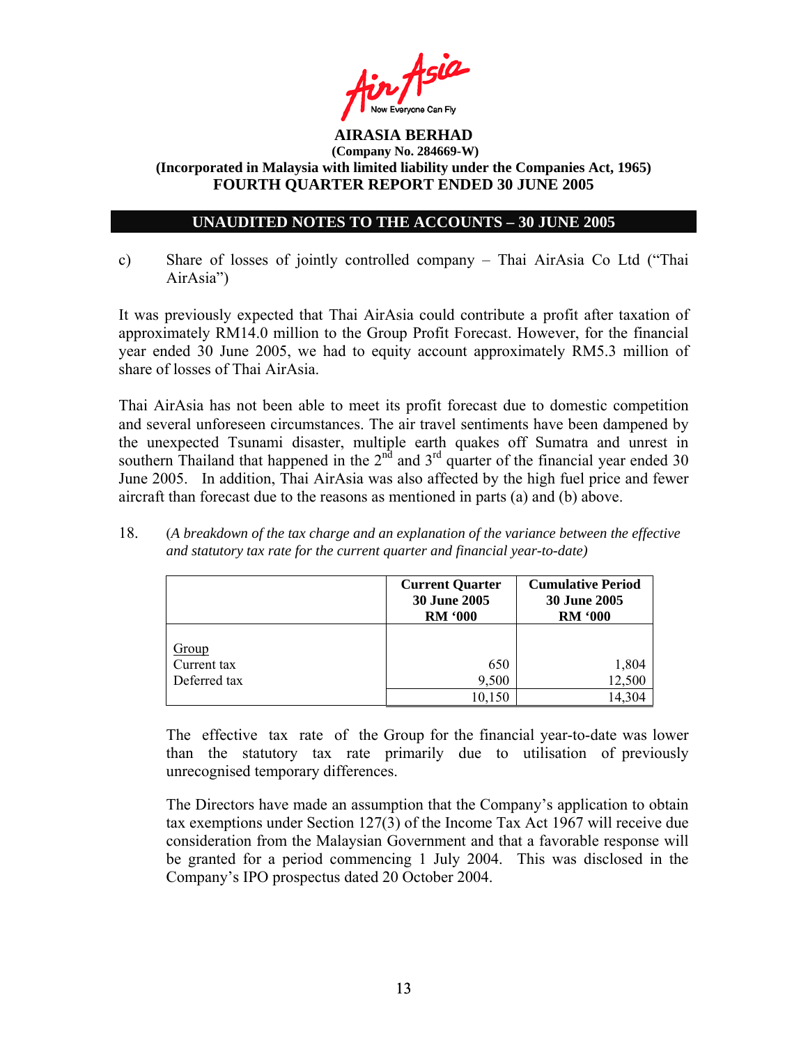**AIRASIA BERHAD**
**(Company No. 284669-W)**
**(Incorporated in Malaysia with limited liability under the Companies Act, 1965)**
**FOURTH QUARTER REPORT ENDED 30 JUNE 2005**

## UNAUDITED NOTES TO THE ACCOUNTS – 30 JUNE 2005

c) Share of losses of jointly controlled company – Thai AirAsia Co Ltd ("Thai AirAsia")

It was previously expected that Thai AirAsia could contribute a profit after taxation of approximately RM14.0 million to the Group Profit Forecast. However, for the financial year ended 30 June 2005, we had to equity account approximately RM5.3 million of share of losses of Thai AirAsia.

Thai AirAsia has not been able to meet its profit forecast due to domestic competition and several unforeseen circumstances. The air travel sentiments have been dampened by the unexpected Tsunami disaster, multiple earth quakes off Sumatra and unrest in southern Thailand that happened in the 2nd and 3rd quarter of the financial year ended 30 June 2005. In addition, Thai AirAsia was also affected by the high fuel price and fewer aircraft than forecast due to the reasons as mentioned in parts (a) and (b) above.

18. *(A breakdown of the tax charge and an explanation of the variance between the effective and statutory tax rate for the current quarter and financial year-to-date)*

| | Current Quarter 30 June 2005 RM '000 | Cumulative Period 30 June 2005 RM '000 |
|---|---|---|
| Group | | |
| Current tax | 650 | 1,804 |
| Deferred tax | 9,500 | 12,500 |
| | 10,150 | 14,304 |

The effective tax rate of the Group for the financial year-to-date was lower than the statutory tax rate primarily due to utilisation of previously unrecognised temporary differences.

The Directors have made an assumption that the Company's application to obtain tax exemptions under Section 127(3) of the Income Tax Act 1967 will receive due consideration from the Malaysian Government and that a favorable response will be granted for a period commencing 1 July 2004. This was disclosed in the Company's IPO prospectus dated 20 October 2004.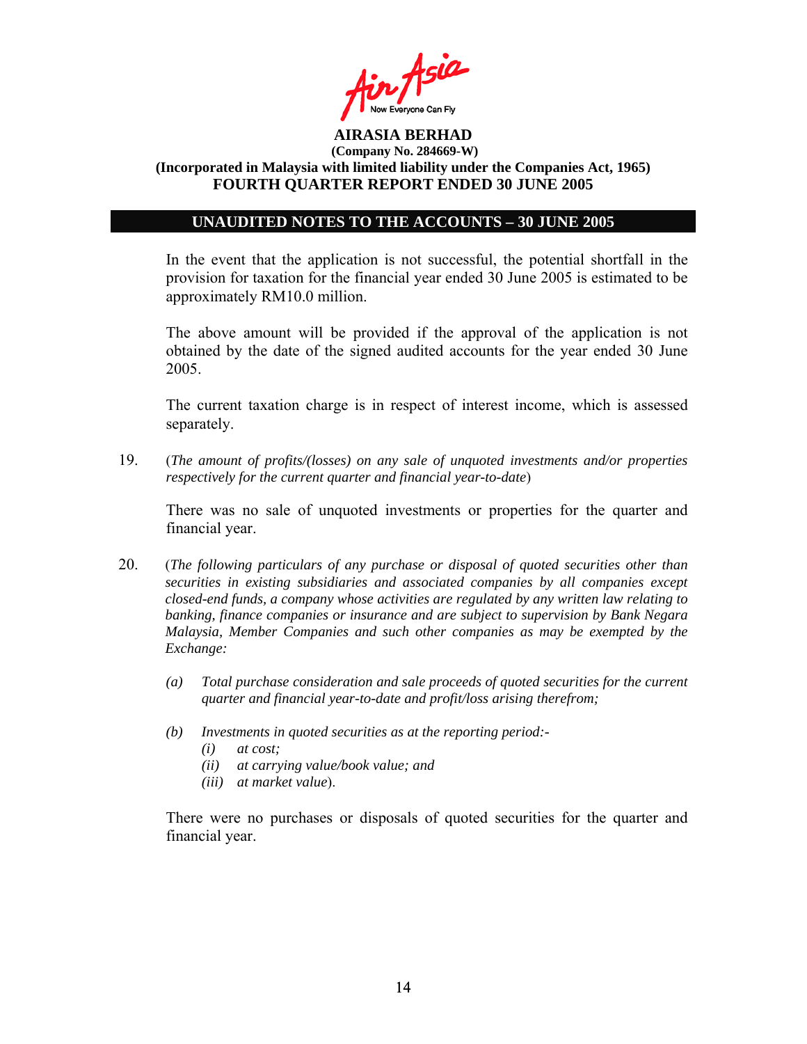**AIRASIA BERHAD**
**(Company No. 284669-W)**
**(Incorporated in Malaysia with limited liability under the Companies Act, 1965)**
**FOURTH QUARTER REPORT ENDED 30 JUNE 2005**

## UNAUDITED NOTES TO THE ACCOUNTS – 30 JUNE 2005

In the event that the application is not successful, the potential shortfall in the provision for taxation for the financial year ended 30 June 2005 is estimated to be approximately RM10.0 million.

The above amount will be provided if the approval of the application is not obtained by the date of the signed audited accounts for the year ended 30 June 2005.

The current taxation charge is in respect of interest income, which is assessed separately.

19. (*The amount of profits/(losses) on any sale of unquoted investments and/or properties respectively for the current quarter and financial year-to-date*)

    There was no sale of unquoted investments or properties for the quarter and financial year.

20. (*The following particulars of any purchase or disposal of quoted securities other than securities in existing subsidiaries and associated companies by all companies except closed-end funds, a company whose activities are regulated by any written law relating to banking, finance companies or insurance and are subject to supervision by Bank Negara Malaysia, Member Companies and such other companies as may be exempted by the Exchange:*

    *(a) Total purchase consideration and sale proceeds of quoted securities for the current quarter and financial year-to-date and profit/loss arising therefrom;*

    *(b) Investments in quoted securities as at the reporting period:-*
    - *(i) at cost;*
    - *(ii) at carrying value/book value; and*
    - *(iii) at market value*).

    There were no purchases or disposals of quoted securities for the quarter and financial year.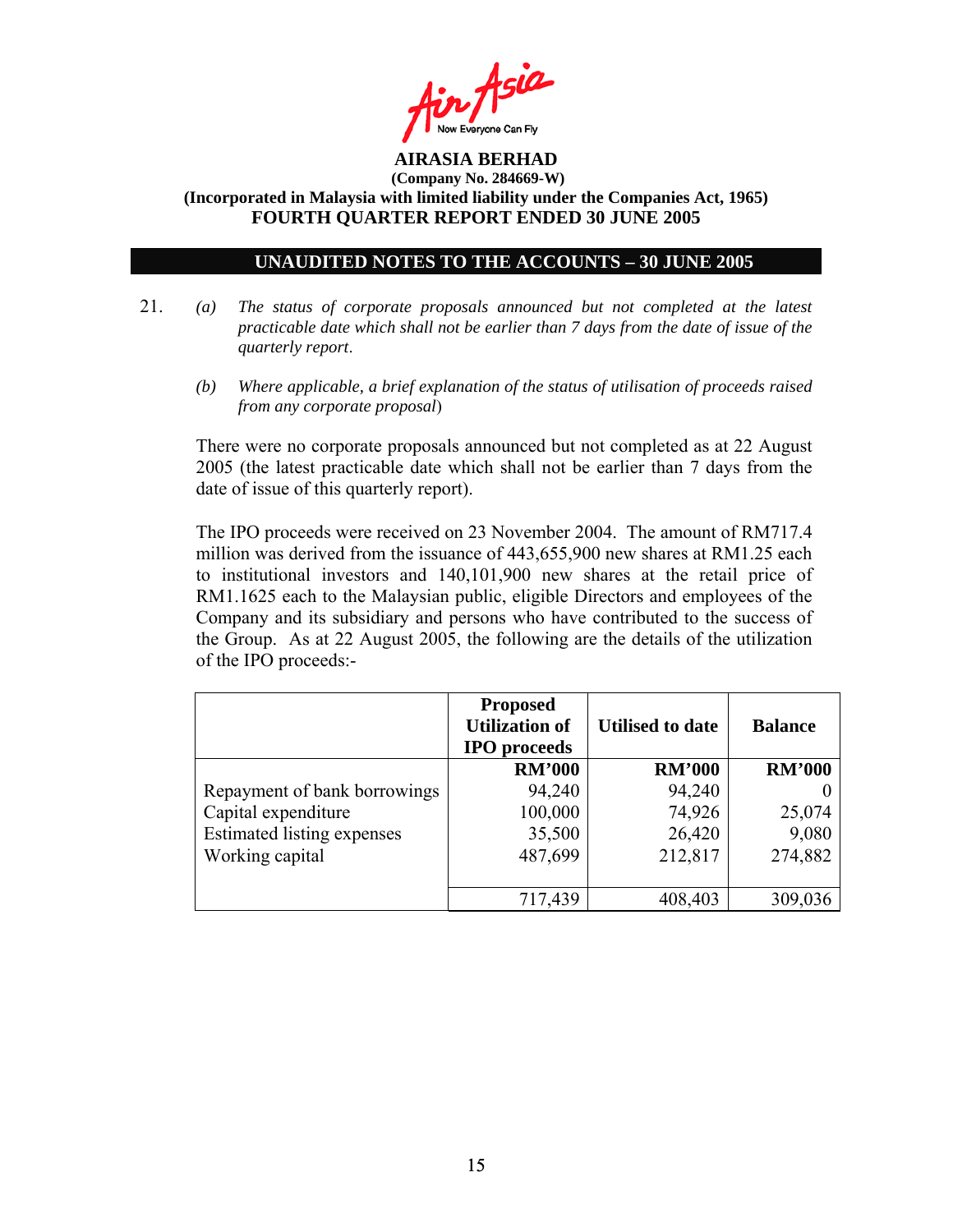**AIRASIA BERHAD**
**(Company No. 284669-W)**
**(Incorporated in Malaysia with limited liability under the Companies Act, 1965)**
**FOURTH QUARTER REPORT ENDED 30 JUNE 2005**

## UNAUDITED NOTES TO THE ACCOUNTS – 30 JUNE 2005

21. *(a) The status of corporate proposals announced but not completed at the latest practicable date which shall not be earlier than 7 days from the date of issue of the quarterly report*.

    *(b) Where applicable, a brief explanation of the status of utilisation of proceeds raised from any corporate proposal*)

    There were no corporate proposals announced but not completed as at 22 August 2005 (the latest practicable date which shall not be earlier than 7 days from the date of issue of this quarterly report).

    The IPO proceeds were received on 23 November 2004. The amount of RM717.4 million was derived from the issuance of 443,655,900 new shares at RM1.25 each to institutional investors and 140,101,900 new shares at the retail price of RM1.1625 each to the Malaysian public, eligible Directors and employees of the Company and its subsidiary and persons who have contributed to the success of the Group. As at 22 August 2005, the following are the details of the utilization of the IPO proceeds:-

| | Proposed Utilization of IPO proceeds | Utilised to date | Balance |
|---|---|---|---|
| | RM'000 | RM'000 | RM'000 |
| Repayment of bank borrowings | 94,240 | 94,240 | 0 |
| Capital expenditure | 100,000 | 74,926 | 25,074 |
| Estimated listing expenses | 35,500 | 26,420 | 9,080 |
| Working capital | 487,699 | 212,817 | 274,882 |
| | 717,439 | 408,403 | 309,036 |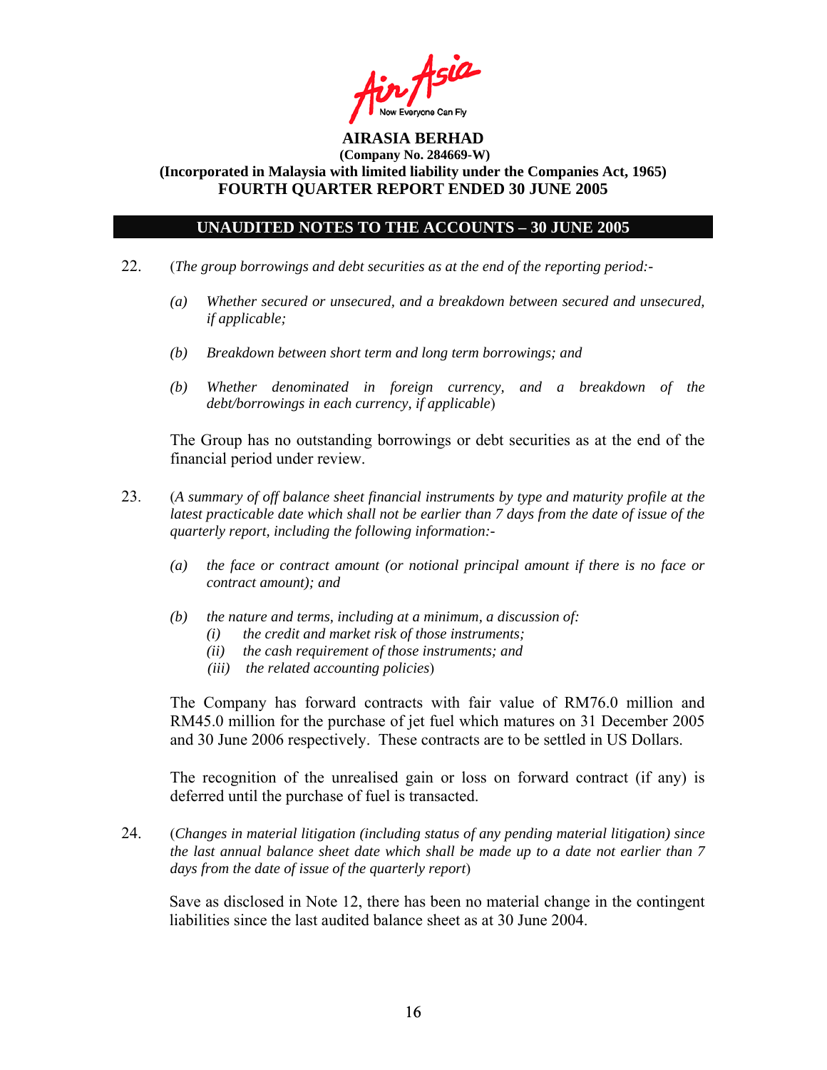**AIRASIA BERHAD**
**(Company No. 284669-W)**
**(Incorporated in Malaysia with limited liability under the Companies Act, 1965)**
**FOURTH QUARTER REPORT ENDED 30 JUNE 2005**

## UNAUDITED NOTES TO THE ACCOUNTS – 30 JUNE 2005

22. (*The group borrowings and debt securities as at the end of the reporting period:-*

    *(a) Whether secured or unsecured, and a breakdown between secured and unsecured, if applicable;*

    *(b) Breakdown between short term and long term borrowings; and*

    *(b) Whether denominated in foreign currency, and a breakdown of the debt/borrowings in each currency, if applicable*)

    The Group has no outstanding borrowings or debt securities as at the end of the financial period under review.

23. (*A summary of off balance sheet financial instruments by type and maturity profile at the latest practicable date which shall not be earlier than 7 days from the date of issue of the quarterly report, including the following information:-*

    *(a) the face or contract amount (or notional principal amount if there is no face or contract amount); and*

    *(b) the nature and terms, including at a minimum, a discussion of:*
    *(i) the credit and market risk of those instruments;*
    *(ii) the cash requirement of those instruments; and*
    *(iii) the related accounting policies*)

    The Company has forward contracts with fair value of RM76.0 million and RM45.0 million for the purchase of jet fuel which matures on 31 December 2005 and 30 June 2006 respectively. These contracts are to be settled in US Dollars.

    The recognition of the unrealised gain or loss on forward contract (if any) is deferred until the purchase of fuel is transacted.

24. (*Changes in material litigation (including status of any pending material litigation) since the last annual balance sheet date which shall be made up to a date not earlier than 7 days from the date of issue of the quarterly report*)

    Save as disclosed in Note 12, there has been no material change in the contingent liabilities since the last audited balance sheet as at 30 June 2004.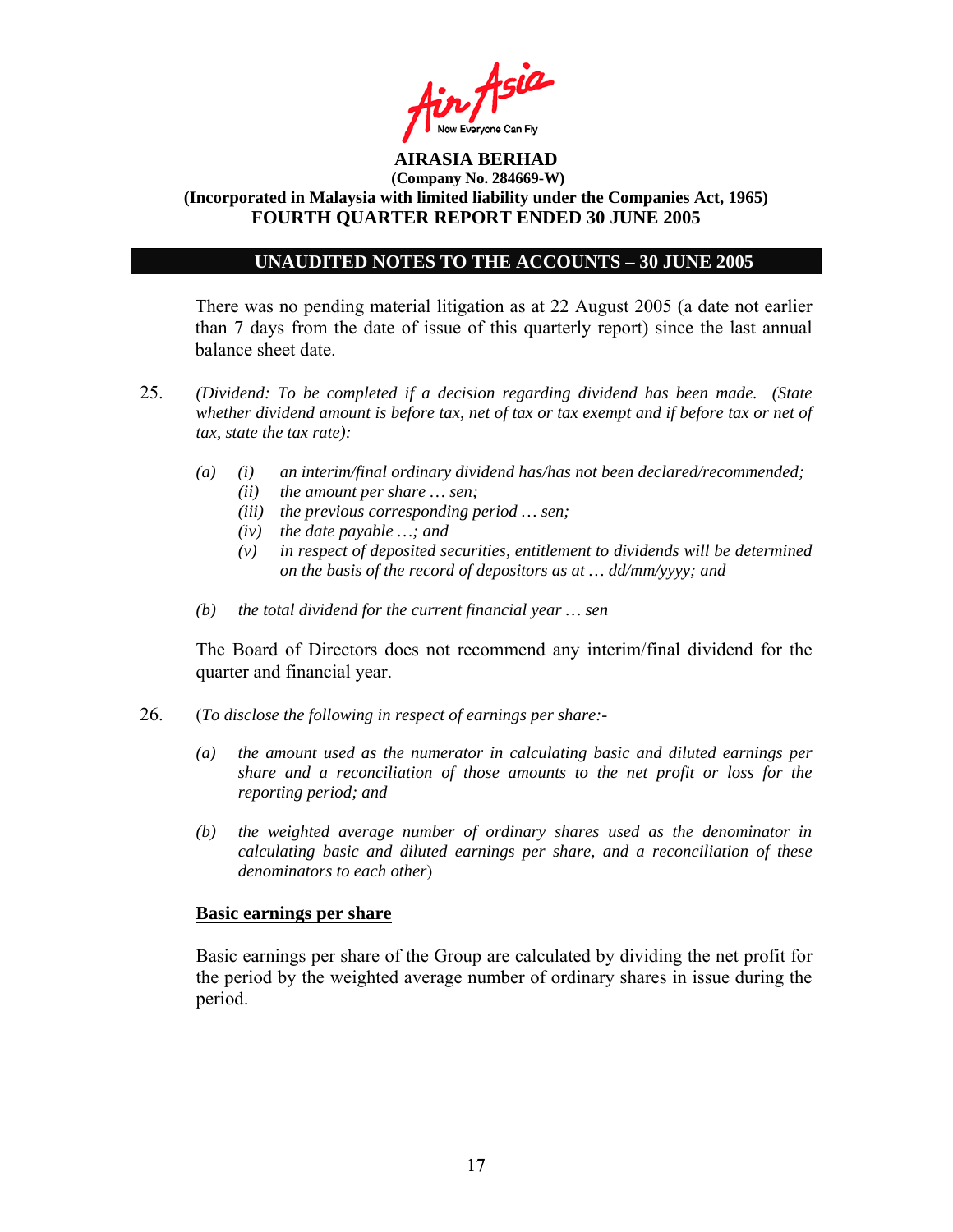**AIRASIA BERHAD**
**(Company No. 284669-W)**
**(Incorporated in Malaysia with limited liability under the Companies Act, 1965)**
**FOURTH QUARTER REPORT ENDED 30 JUNE 2005**

**UNAUDITED NOTES TO THE ACCOUNTS – 30 JUNE 2005**

There was no pending material litigation as at 22 August 2005 (a date not earlier than 7 days from the date of issue of this quarterly report) since the last annual balance sheet date.

25. *(Dividend: To be completed if a decision regarding dividend has been made. (State whether dividend amount is before tax, net of tax or tax exempt and if before tax or net of tax, state the tax rate):*

    *(a)* *(i)* *an interim/final ordinary dividend has/has not been declared/recommended;*
    *(ii)* *the amount per share … sen;*
    *(iii)* *the previous corresponding period … sen;*
    *(iv)* *the date payable …; and*
    *(v)* *in respect of deposited securities, entitlement to dividends will be determined on the basis of the record of depositors as at … dd/mm/yyyy; and*

    *(b)* *the total dividend for the current financial year … sen*

    The Board of Directors does not recommend any interim/final dividend for the quarter and financial year.

26. (*To disclose the following in respect of earnings per share:-*

    *(a)* *the amount used as the numerator in calculating basic and diluted earnings per share and a reconciliation of those amounts to the net profit or loss for the reporting period; and*

    *(b)* *the weighted average number of ordinary shares used as the denominator in calculating basic and diluted earnings per share, and a reconciliation of these denominators to each other*)

    **Basic earnings per share**

    Basic earnings per share of the Group are calculated by dividing the net profit for the period by the weighted average number of ordinary shares in issue during the period.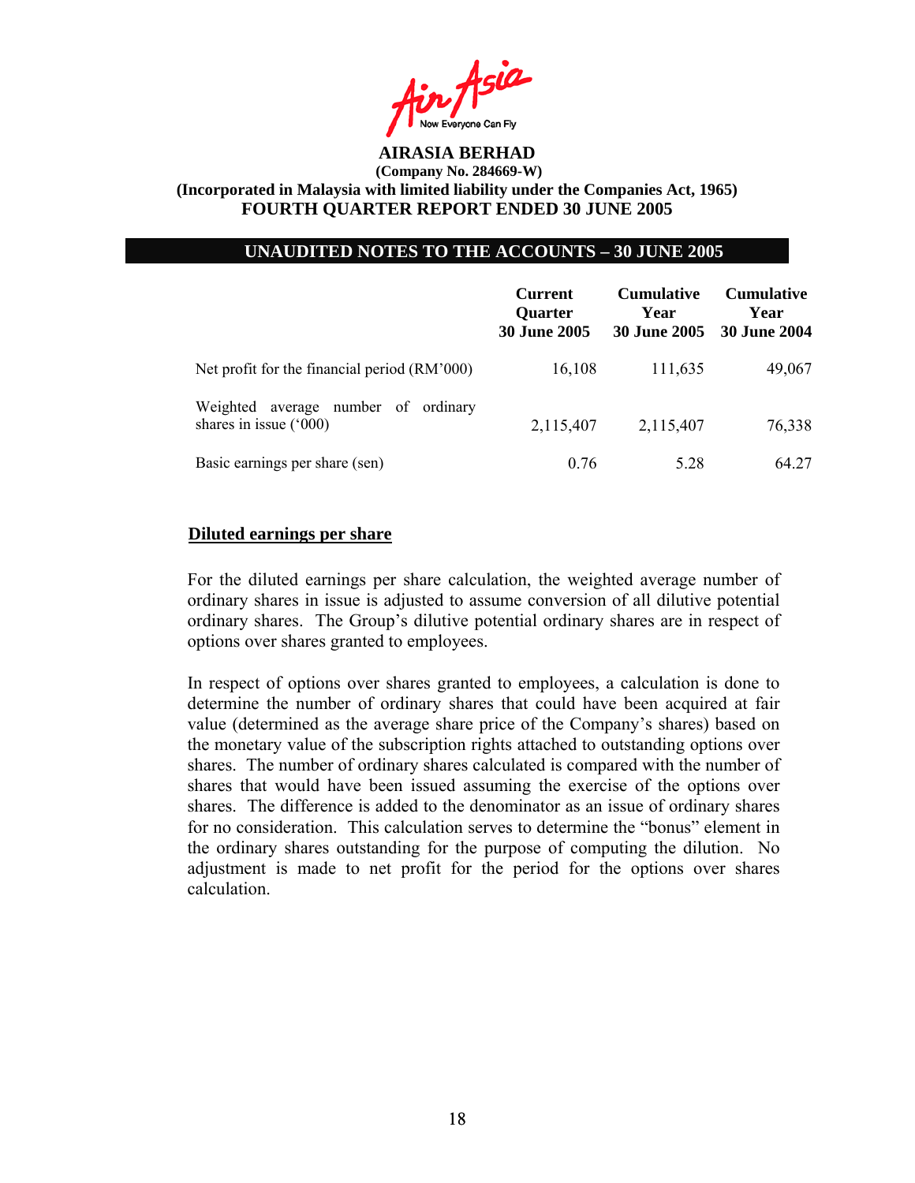**AIRASIA BERHAD**
**(Company No. 284669-W)**
**(Incorporated in Malaysia with limited liability under the Companies Act, 1965)**
**FOURTH QUARTER REPORT ENDED 30 JUNE 2005**

## UNAUDITED NOTES TO THE ACCOUNTS – 30 JUNE 2005

| | Current Quarter 30 June 2005 | Cumulative Year 30 June 2005 | Cumulative Year 30 June 2004 |
|---|---|---|---|
| Net profit for the financial period (RM'000) | 16,108 | 111,635 | 49,067 |
| Weighted average number of ordinary shares in issue ('000) | 2,115,407 | 2,115,407 | 76,338 |
| Basic earnings per share (sen) | 0.76 | 5.28 | 64.27 |

**Diluted earnings per share**

For the diluted earnings per share calculation, the weighted average number of ordinary shares in issue is adjusted to assume conversion of all dilutive potential ordinary shares. The Group's dilutive potential ordinary shares are in respect of options over shares granted to employees.

In respect of options over shares granted to employees, a calculation is done to determine the number of ordinary shares that could have been acquired at fair value (determined as the average share price of the Company's shares) based on the monetary value of the subscription rights attached to outstanding options over shares. The number of ordinary shares calculated is compared with the number of shares that would have been issued assuming the exercise of the options over shares. The difference is added to the denominator as an issue of ordinary shares for no consideration. This calculation serves to determine the "bonus" element in the ordinary shares outstanding for the purpose of computing the dilution. No adjustment is made to net profit for the period for the options over shares calculation.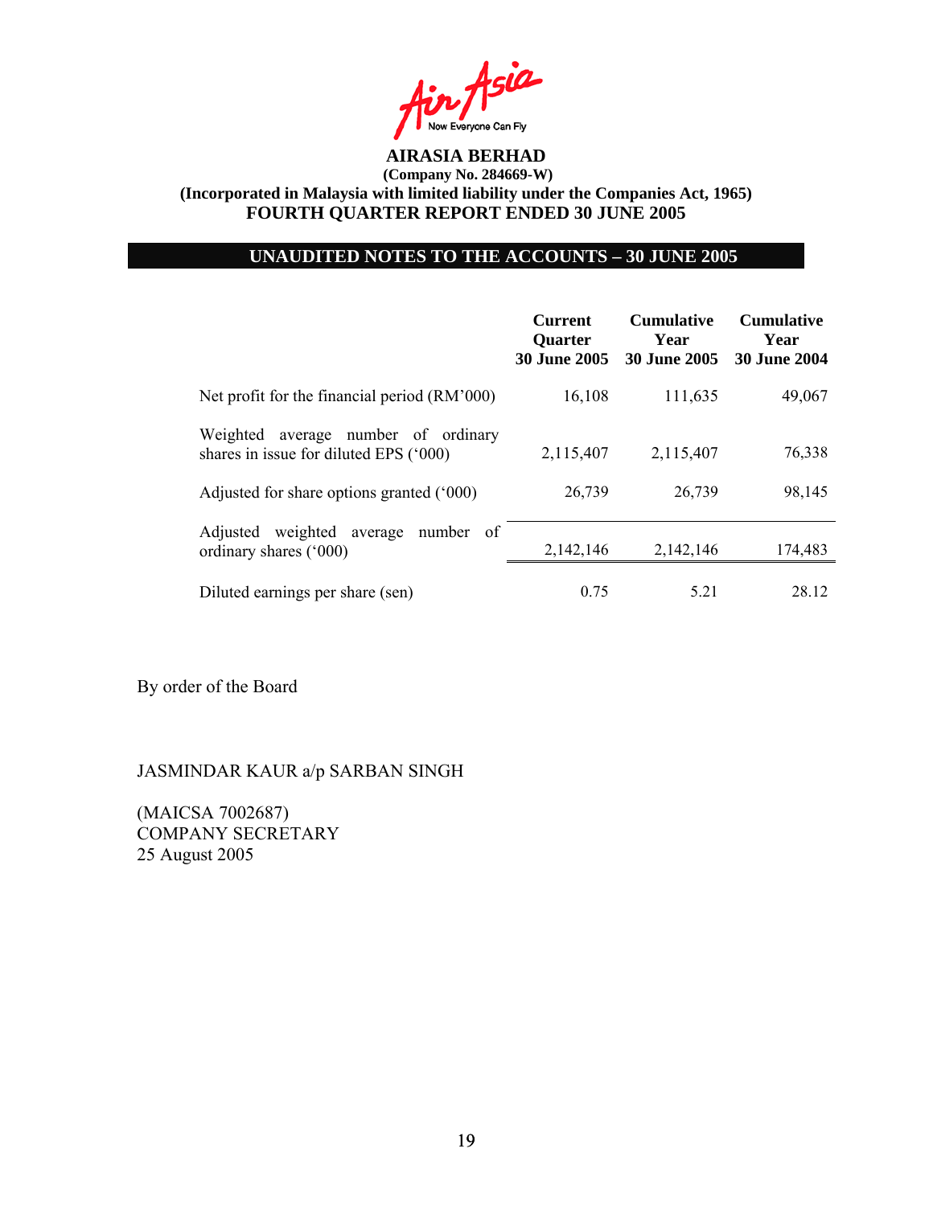**AIRASIA BERHAD**

**(Company No. 284669-W)**

**(Incorporated in Malaysia with limited liability under the Companies Act, 1965)**

**FOURTH QUARTER REPORT ENDED 30 JUNE 2005**

## UNAUDITED NOTES TO THE ACCOUNTS – 30 JUNE 2005

| | Current Quarter 30 June 2005 | Cumulative Year 30 June 2005 | Cumulative Year 30 June 2004 |
|---|---|---|---|
| Net profit for the financial period (RM'000) | 16,108 | 111,635 | 49,067 |
| Weighted average number of ordinary shares in issue for diluted EPS ('000) | 2,115,407 | 2,115,407 | 76,338 |
| Adjusted for share options granted ('000) | 26,739 | 26,739 | 98,145 |
| Adjusted weighted average number of ordinary shares ('000) | 2,142,146 | 2,142,146 | 174,483 |
| Diluted earnings per share (sen) | 0.75 | 5.21 | 28.12 |

By order of the Board

JASMINDAR KAUR a/p SARBAN SINGH

(MAICSA 7002687)
COMPANY SECRETARY
25 August 2005